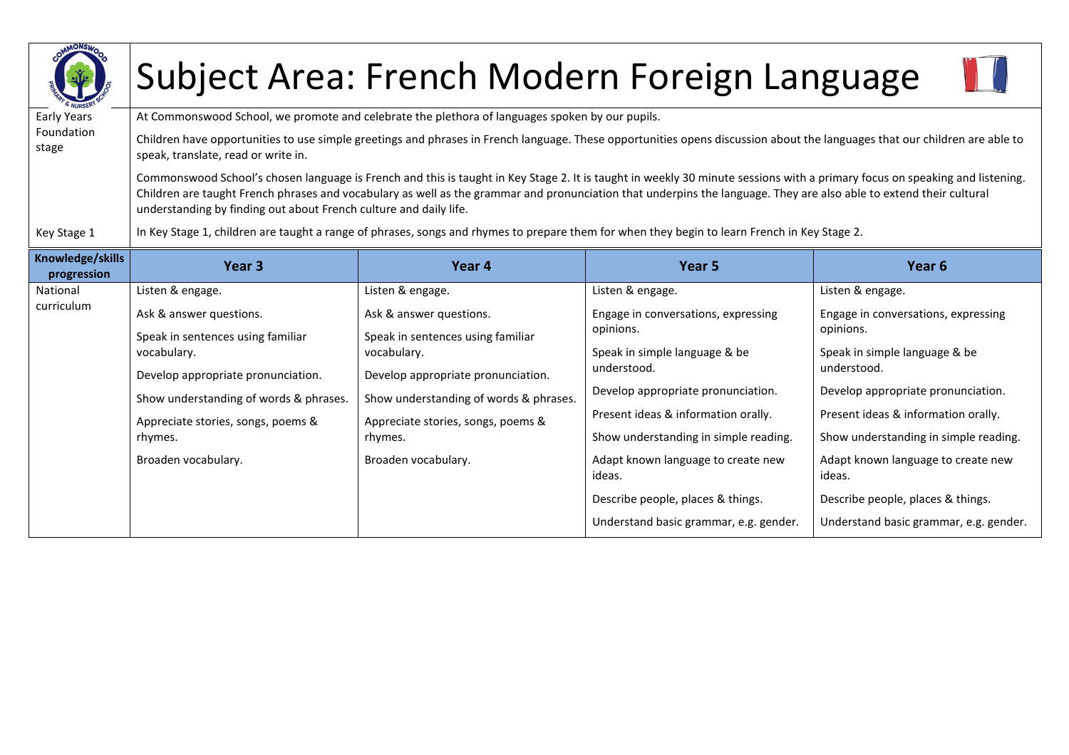# Subject Area: French Modern Foreign Language

| | |
|---|---|
| Early Years Foundation stage | At Commonswood School, we promote and celebrate the plethora of languages spoken by our pupils.<br><br>Children have opportunities to use simple greetings and phrases in French language. These opportunities opens discussion about the languages that our children are able to speak, translate, read or write in.<br><br>Commonswood School's chosen language is French and this is taught in Key Stage 2. It is taught in weekly 30 minute sessions with a primary focus on speaking and listening. Children are taught French phrases and vocabulary as well as the grammar and pronunciation that underpins the language. They are also able to extend their cultural understanding by finding out about French culture and daily life. |
| Key Stage 1 | In Key Stage 1, children are taught a range of phrases, songs and rhymes to prepare them for when they begin to learn French in Key Stage 2. |

| Knowledge/skills progression | Year 3 | Year 4 | Year 5 | Year 6 |
|---|---|---|---|---|
| National curriculum | Listen & engage.<br><br>Ask & answer questions.<br><br>Speak in sentences using familiar vocabulary.<br><br>Develop appropriate pronunciation.<br><br>Show understanding of words & phrases.<br><br>Appreciate stories, songs, poems & rhymes.<br><br>Broaden vocabulary. | Listen & engage.<br><br>Ask & answer questions.<br><br>Speak in sentences using familiar vocabulary.<br><br>Develop appropriate pronunciation.<br><br>Show understanding of words & phrases.<br><br>Appreciate stories, songs, poems & rhymes.<br><br>Broaden vocabulary. | Listen & engage.<br><br>Engage in conversations, expressing opinions.<br><br>Speak in simple language & be understood.<br><br>Develop appropriate pronunciation.<br><br>Present ideas & information orally.<br><br>Show understanding in simple reading.<br><br>Adapt known language to create new ideas.<br><br>Describe people, places & things.<br><br>Understand basic grammar, e.g. gender. | Listen & engage.<br><br>Engage in conversations, expressing opinions.<br><br>Speak in simple language & be understood.<br><br>Develop appropriate pronunciation.<br><br>Present ideas & information orally.<br><br>Show understanding in simple reading.<br><br>Adapt known language to create new ideas.<br><br>Describe people, places & things.<br><br>Understand basic grammar, e.g. gender. |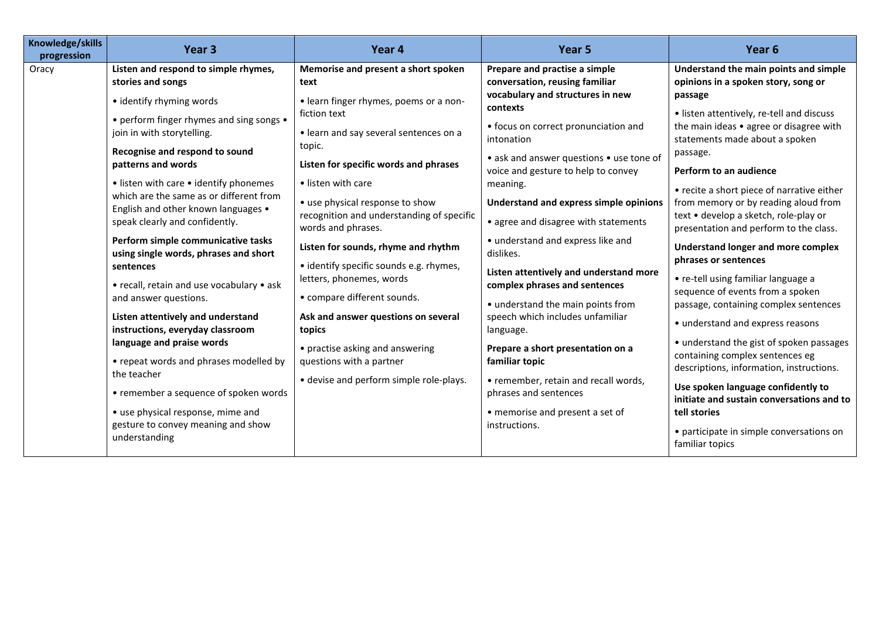| Knowledge/skills progression | Year 3 | Year 4 | Year 5 | Year 6 |
|---|---|---|---|---|
| Oracy | **Listen and respond to simple rhymes, stories and songs**<br>• identify rhyming words<br>• perform finger rhymes and sing songs • join in with storytelling.<br>**Recognise and respond to sound patterns and words**<br>• listen with care • identify phonemes which are the same as or different from English and other known languages • speak clearly and confidently.<br>**Perform simple communicative tasks using single words, phrases and short sentences**<br>• recall, retain and use vocabulary • ask and answer questions.<br>**Listen attentively and understand instructions, everyday classroom language and praise words**<br>• repeat words and phrases modelled by the teacher<br>• remember a sequence of spoken words<br>• use physical response, mime and gesture to convey meaning and show understanding | **Memorise and present a short spoken text**<br>• learn finger rhymes, poems or a non-fiction text<br>• learn and say several sentences on a topic.<br>**Listen for specific words and phrases**<br>• listen with care<br>• use physical response to show recognition and understanding of specific words and phrases.<br>**Listen for sounds, rhyme and rhythm**<br>• identify specific sounds e.g. rhymes, letters, phonemes, words<br>• compare different sounds.<br>**Ask and answer questions on several topics**<br>• practise asking and answering questions with a partner<br>• devise and perform simple role-plays. | **Prepare and practise a simple conversation, reusing familiar vocabulary and structures in new contexts**<br>• focus on correct pronunciation and intonation<br>• ask and answer questions • use tone of voice and gesture to help to convey meaning.<br>**Understand and express simple opinions**<br>• agree and disagree with statements<br>• understand and express like and dislikes.<br>**Listen attentively and understand more complex phrases and sentences**<br>• understand the main points from speech which includes unfamiliar language.<br>**Prepare a short presentation on a familiar topic**<br>• remember, retain and recall words, phrases and sentences<br>• memorise and present a set of instructions. | **Understand the main points and simple opinions in a spoken story, song or passage**<br>• listen attentively, re-tell and discuss the main ideas • agree or disagree with statements made about a spoken passage.<br>**Perform to an audience**<br>• recite a short piece of narrative either from memory or by reading aloud from text • develop a sketch, role-play or presentation and perform to the class.<br>**Understand longer and more complex phrases or sentences**<br>• re-tell using familiar language a sequence of events from a spoken passage, containing complex sentences<br>• understand and express reasons<br>• understand the gist of spoken passages containing complex sentences eg descriptions, information, instructions.<br>**Use spoken language confidently to initiate and sustain conversations and to tell stories**<br>• participate in simple conversations on familiar topics |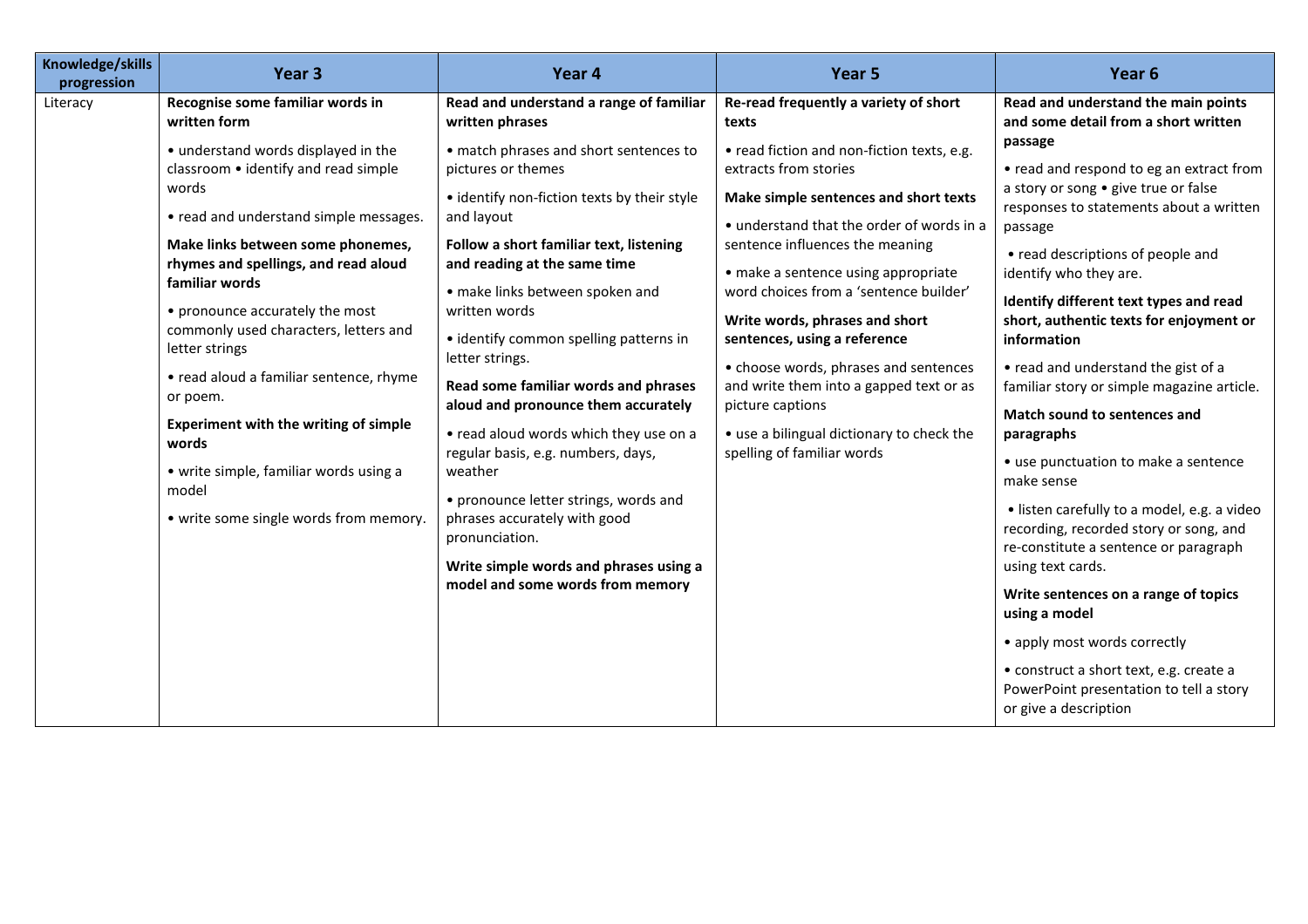| Knowledge/skills progression | Year 3 | Year 4 | Year 5 | Year 6 |
|---|---|---|---|---|
| Literacy | **Recognise some familiar words in written form**<br><br>• understand words displayed in the classroom • identify and read simple words<br><br>• read and understand simple messages.<br><br>**Make links between some phonemes, rhymes and spellings, and read aloud familiar words**<br><br>• pronounce accurately the most commonly used characters, letters and letter strings<br><br>• read aloud a familiar sentence, rhyme or poem.<br><br>**Experiment with the writing of simple words**<br><br>• write simple, familiar words using a model<br><br>• write some single words from memory. | **Read and understand a range of familiar written phrases**<br><br>• match phrases and short sentences to pictures or themes<br><br>• identify non-fiction texts by their style and layout<br><br>**Follow a short familiar text, listening and reading at the same time**<br><br>• make links between spoken and written words<br><br>• identify common spelling patterns in letter strings.<br><br>**Read some familiar words and phrases aloud and pronounce them accurately**<br><br>• read aloud words which they use on a regular basis, e.g. numbers, days, weather<br><br>• pronounce letter strings, words and phrases accurately with good pronunciation.<br><br>**Write simple words and phrases using a model and some words from memory** | **Re-read frequently a variety of short texts**<br><br>• read fiction and non-fiction texts, e.g. extracts from stories<br><br>**Make simple sentences and short texts**<br><br>• understand that the order of words in a sentence influences the meaning<br><br>• make a sentence using appropriate word choices from a 'sentence builder'<br><br>**Write words, phrases and short sentences, using a reference**<br><br>• choose words, phrases and sentences and write them into a gapped text or as picture captions<br><br>• use a bilingual dictionary to check the spelling of familiar words | **Read and understand the main points and some detail from a short written passage**<br><br>• read and respond to eg an extract from a story or song • give true or false responses to statements about a written passage<br><br>• read descriptions of people and identify who they are.<br><br>**Identify different text types and read short, authentic texts for enjoyment or information**<br><br>• read and understand the gist of a familiar story or simple magazine article.<br><br>**Match sound to sentences and paragraphs**<br><br>• use punctuation to make a sentence make sense<br><br>• listen carefully to a model, e.g. a video recording, recorded story or song, and re-constitute a sentence or paragraph using text cards.<br><br>**Write sentences on a range of topics using a model**<br><br>• apply most words correctly<br><br>• construct a short text, e.g. create a PowerPoint presentation to tell a story or give a description |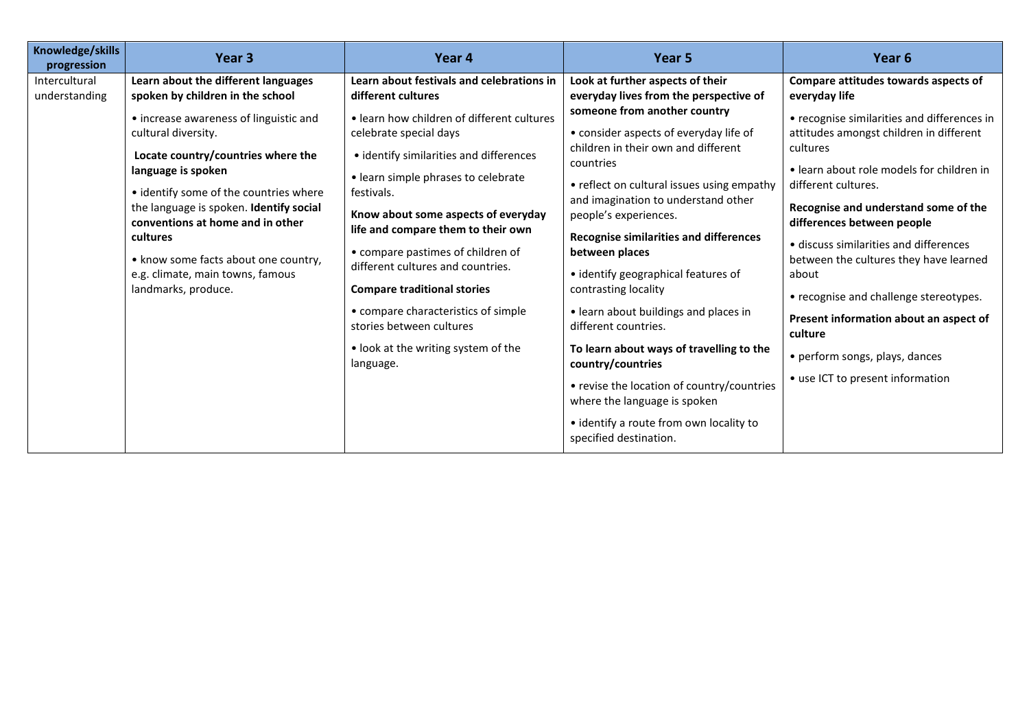| Knowledge/skills progression | Year 3 | Year 4 | Year 5 | Year 6 |
|---|---|---|---|---|
| Intercultural understanding | **Learn about the different languages spoken by children in the school**<br><br>• increase awareness of linguistic and cultural diversity.<br><br>**Locate country/countries where the language is spoken**<br><br>• identify some of the countries where the language is spoken. **Identify social conventions at home and in other cultures**<br><br>• know some facts about one country, e.g. climate, main towns, famous landmarks, produce. | **Learn about festivals and celebrations in different cultures**<br><br>• learn how children of different cultures celebrate special days<br><br>• identify similarities and differences<br><br>• learn simple phrases to celebrate festivals.<br><br>**Know about some aspects of everyday life and compare them to their own**<br><br>• compare pastimes of children of different cultures and countries.<br><br>**Compare traditional stories**<br><br>• compare characteristics of simple stories between cultures<br><br>• look at the writing system of the language. | **Look at further aspects of their everyday lives from the perspective of someone from another country**<br><br>• consider aspects of everyday life of children in their own and different countries<br><br>• reflect on cultural issues using empathy and imagination to understand other people's experiences.<br><br>**Recognise similarities and differences between places**<br><br>• identify geographical features of contrasting locality<br><br>• learn about buildings and places in different countries.<br><br>**To learn about ways of travelling to the country/countries**<br><br>• revise the location of country/countries where the language is spoken<br><br>• identify a route from own locality to specified destination. | **Compare attitudes towards aspects of everyday life**<br><br>• recognise similarities and differences in attitudes amongst children in different cultures<br><br>• learn about role models for children in different cultures.<br><br>**Recognise and understand some of the differences between people**<br><br>• discuss similarities and differences between the cultures they have learned about<br><br>• recognise and challenge stereotypes.<br><br>**Present information about an aspect of culture**<br><br>• perform songs, plays, dances<br><br>• use ICT to present information |